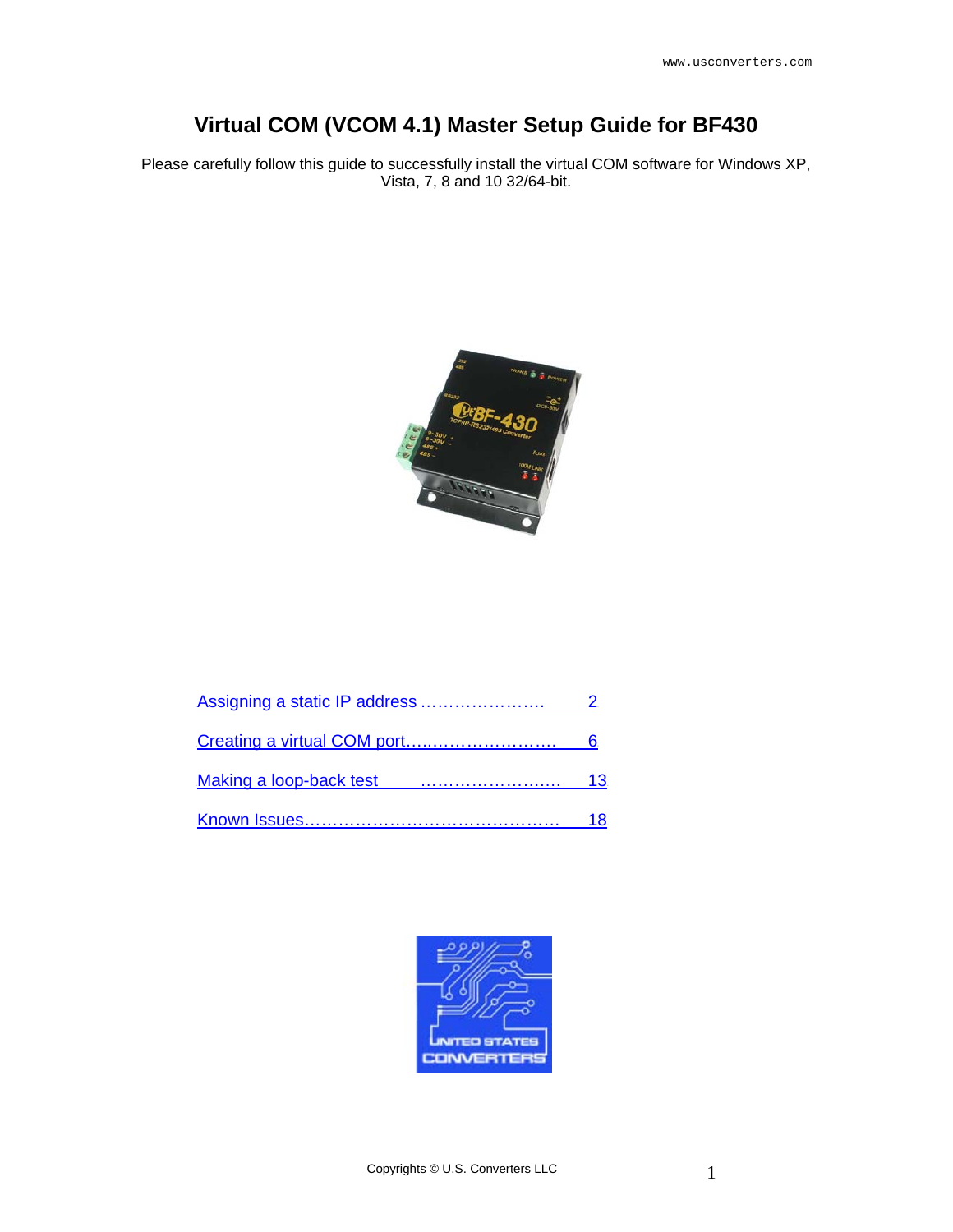# Virtual COM (VCOM 4.1) Master Setup Guide for BF430

Please carefully follow this guide to successfully install the virtual COM software for Windows XP, Vista, 7, 8 and 10 32/64-bit.

Assigning a static IP address …………………. 2

Creating a virtual COM port……………………… 6

Making a loop-back test ……………………. 13

Known Issues……………………………………… 18

Copyrights © U.S. Converters LLC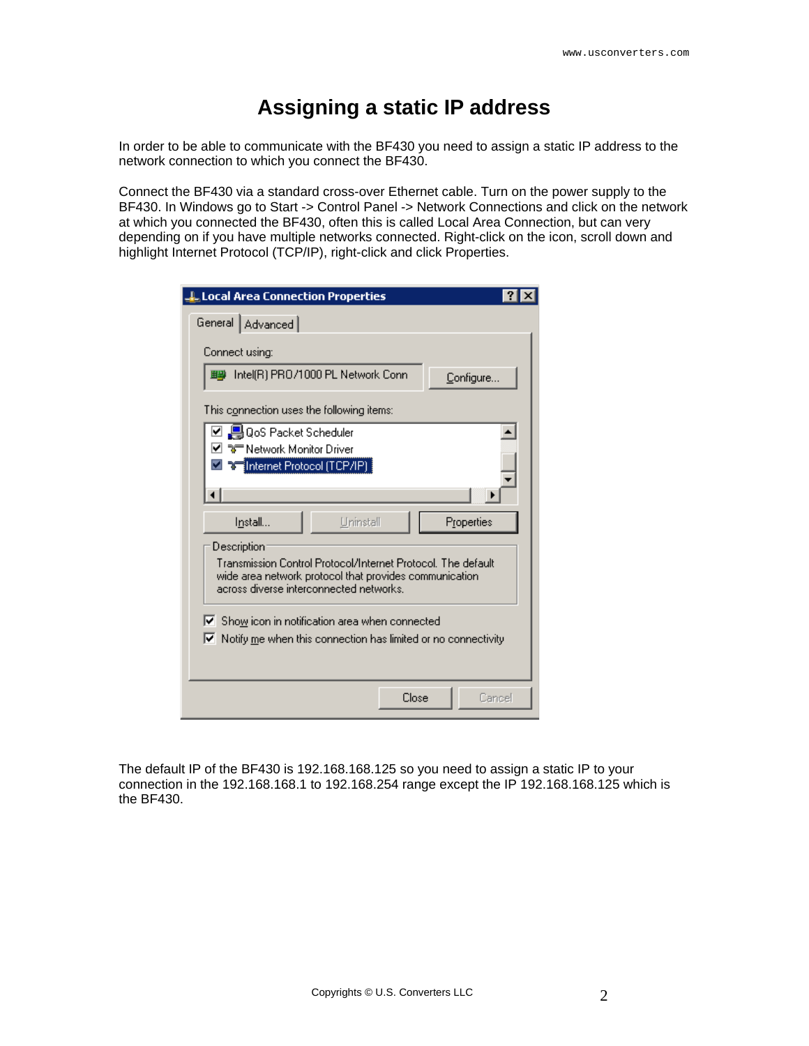# Assigning a static IP address

In order to be able to communicate with the BF430 you need to assign a static IP address to the network connection to which you connect the BF430.

Connect the BF430 via a standard cross-over Ethernet cable. Turn on the power supply to the BF430. In Windows go to Start -> Control Panel -> Network Connections and click on the network at which you connected the BF430, often this is called Local Area Connection, but can very depending on if you have multiple networks connected. Right-click on the icon, scroll down and highlight Internet Protocol (TCP/IP), right-click and click Properties.

The default IP of the BF430 is 192.168.168.125 so you need to assign a static IP to your connection in the 192.168.168.1 to 192.168.254 range except the IP 192.168.168.125 which is the BF430.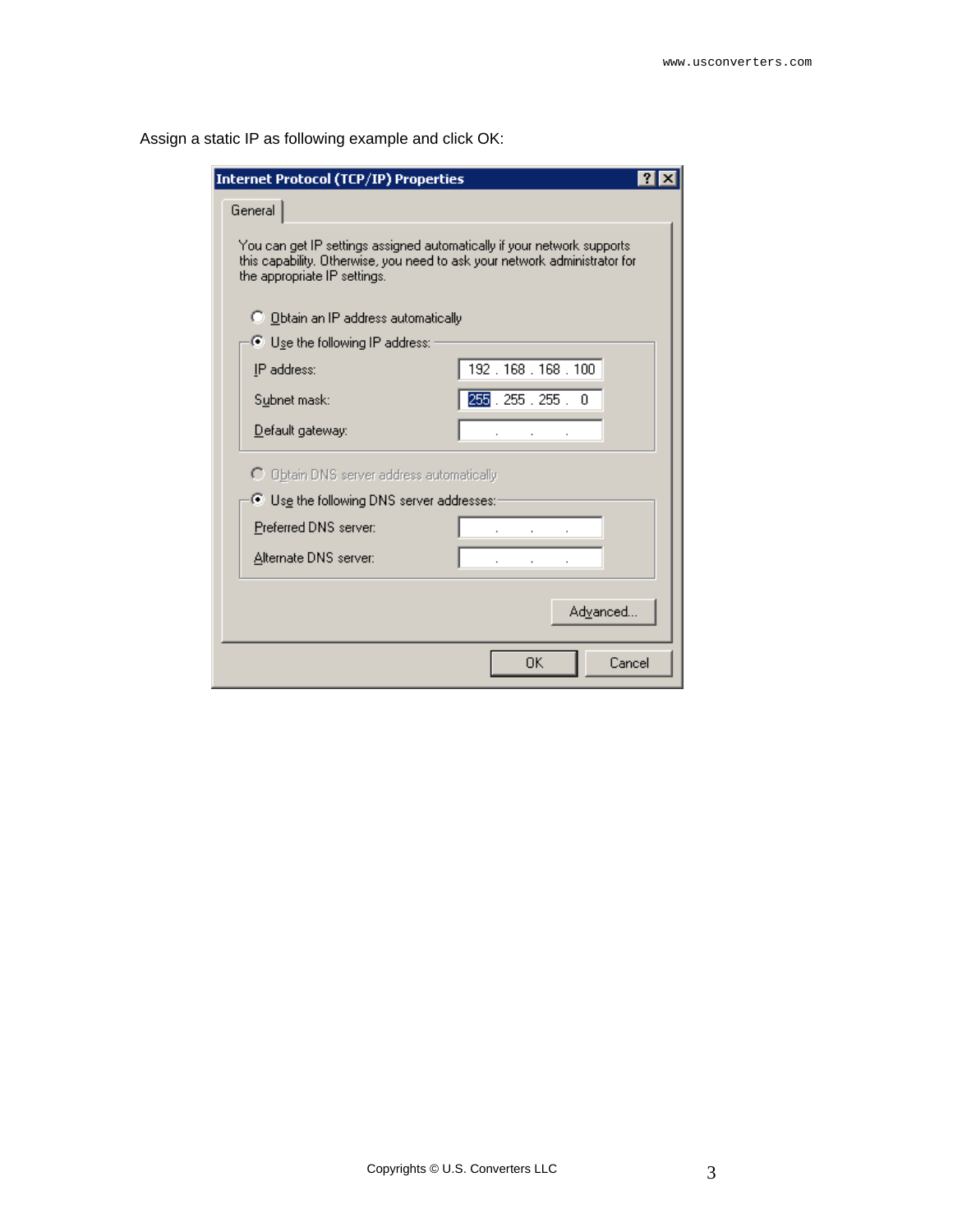Assign a static IP as following example and click OK:

**Internet Protocol (TCP/IP) Properties**

General

You can get IP settings assigned automatically if your network supports this capability. Otherwise, you need to ask your network administrator for the appropriate IP settings.

- ○ Obtain an IP address automatically
- ◉ Use the following IP address:

| | |
|---|---|
| IP address: | 192 . 168 . 168 . 100 |
| Subnet mask: | 255 . 255 . 255 . 0 |
| Default gateway: | . . . |

- ○ Obtain DNS server address automatically
- ◉ Use the following DNS server addresses:

| | |
|---|---|
| Preferred DNS server: | . . . |
| Alternate DNS server: | . . . |

Advanced...

OK Cancel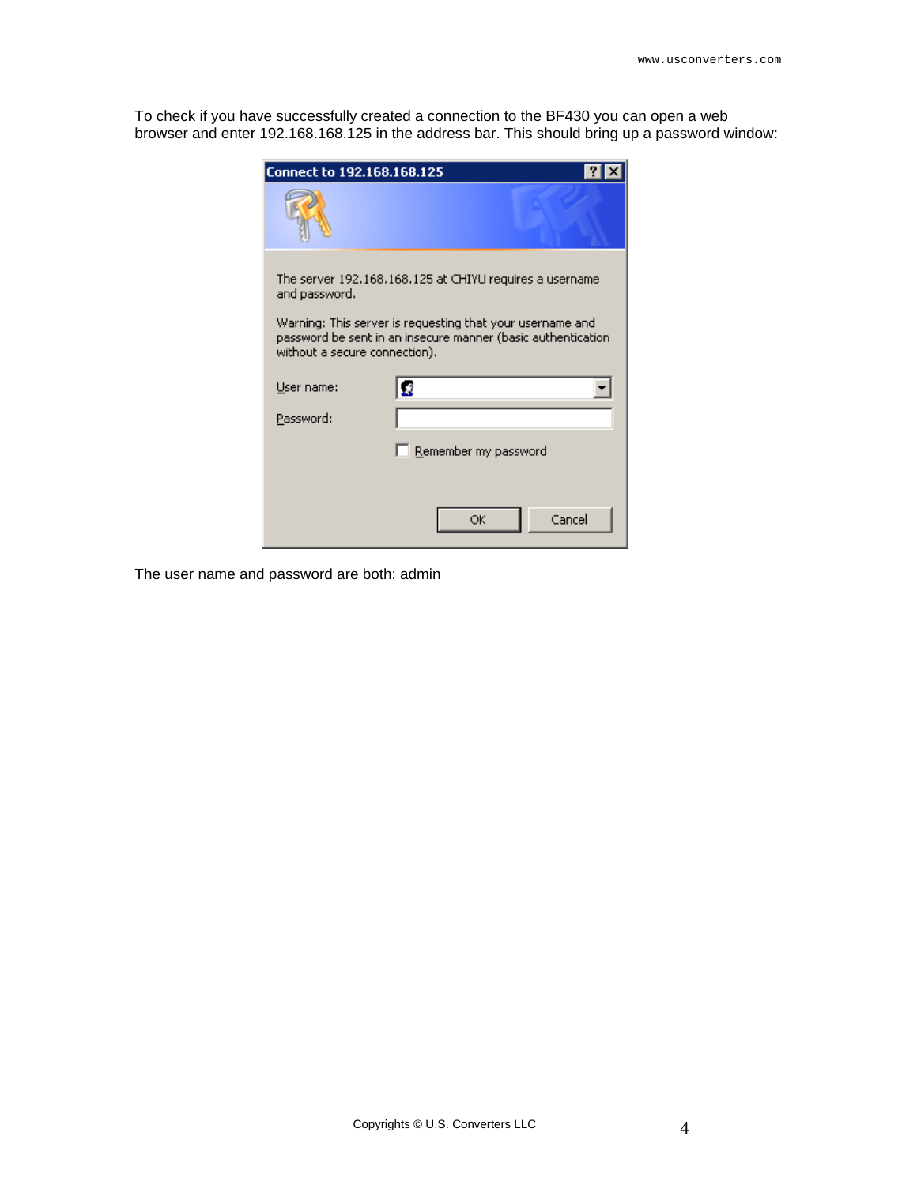To check if you have successfully created a connection to the BF430 you can open a web browser and enter 192.168.168.125 in the address bar. This should bring up a password window:

The user name and password are both: admin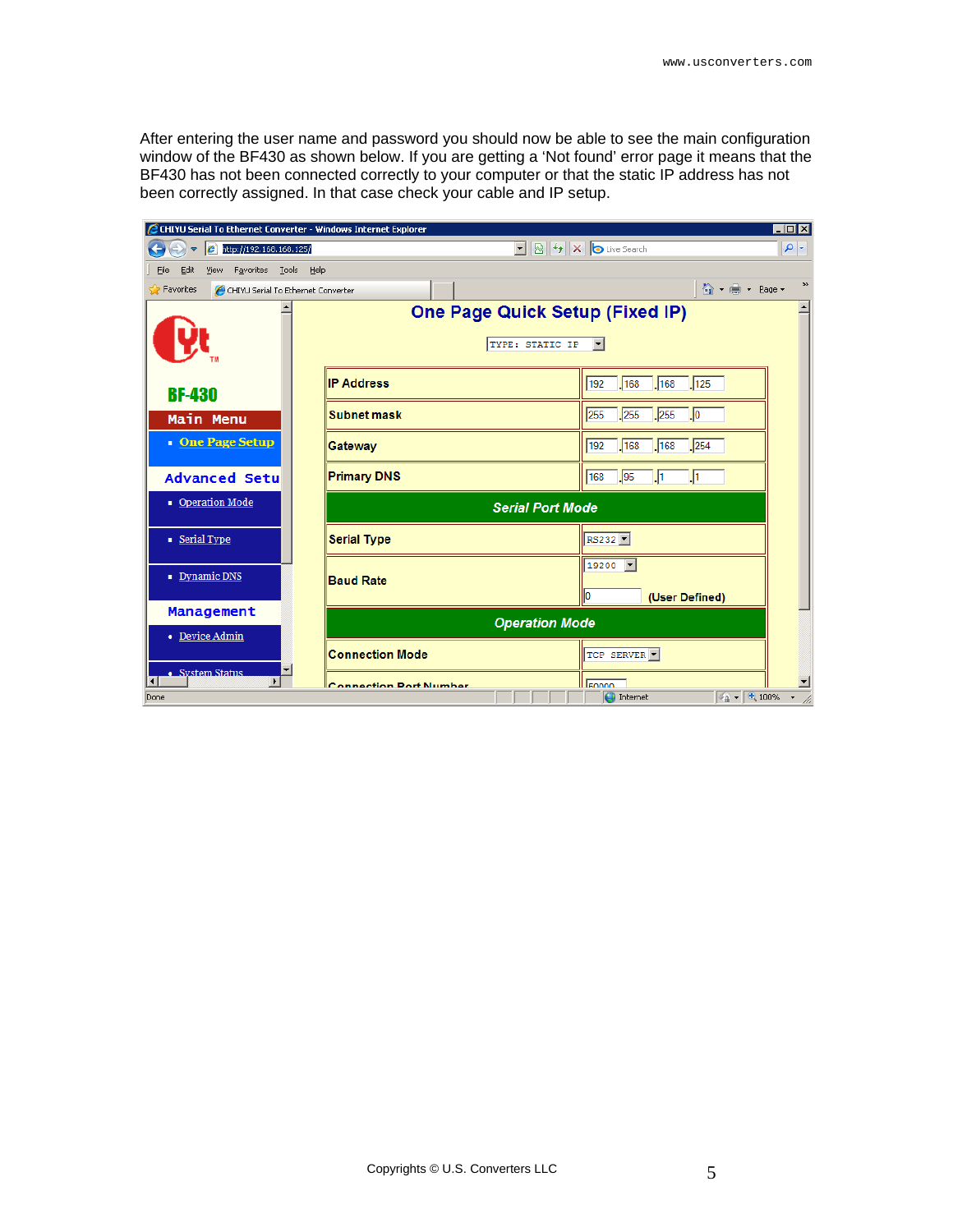After entering the user name and password you should now be able to see the main configuration window of the BF430 as shown below. If you are getting a 'Not found' error page it means that the BF430 has not been connected correctly to your computer or that the static IP address has not been correctly assigned. In that case check your cable and IP setup.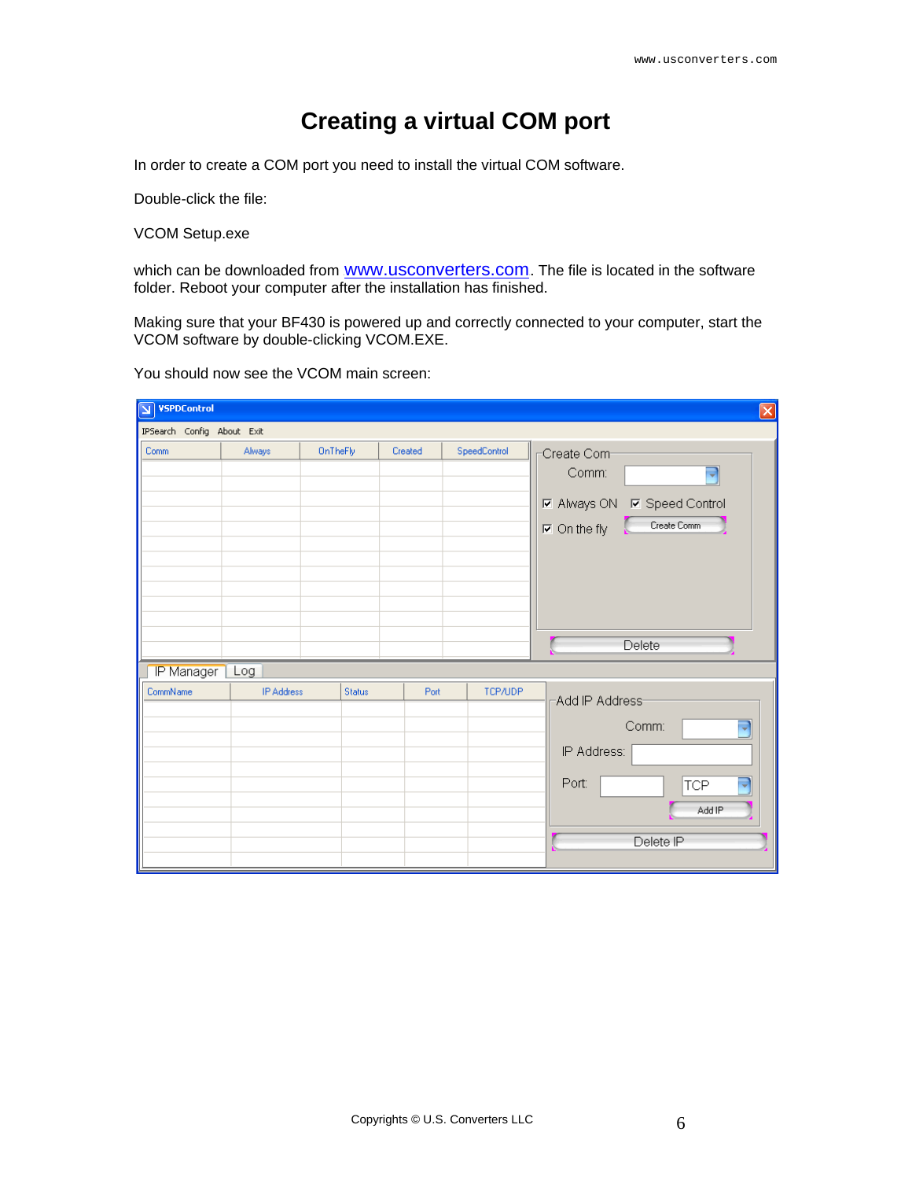# Creating a virtual COM port

In order to create a COM port you need to install the virtual COM software.

Double-click the file:

VCOM Setup.exe

which can be downloaded from www.usconverters.com. The file is located in the software folder. Reboot your computer after the installation has finished.

Making sure that your BF430 is powered up and correctly connected to your computer, start the VCOM software by double-clicking VCOM.EXE.

You should now see the VCOM main screen: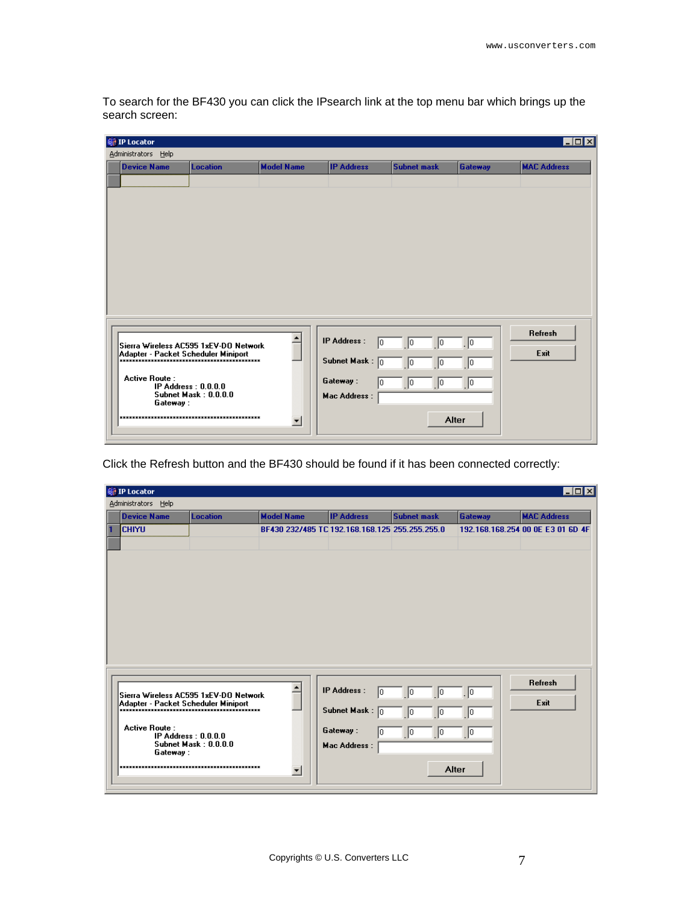To search for the BF430 you can click the IPsearch link at the top menu bar which brings up the search screen:

Click the Refresh button and the BF430 should be found if it has been connected correctly: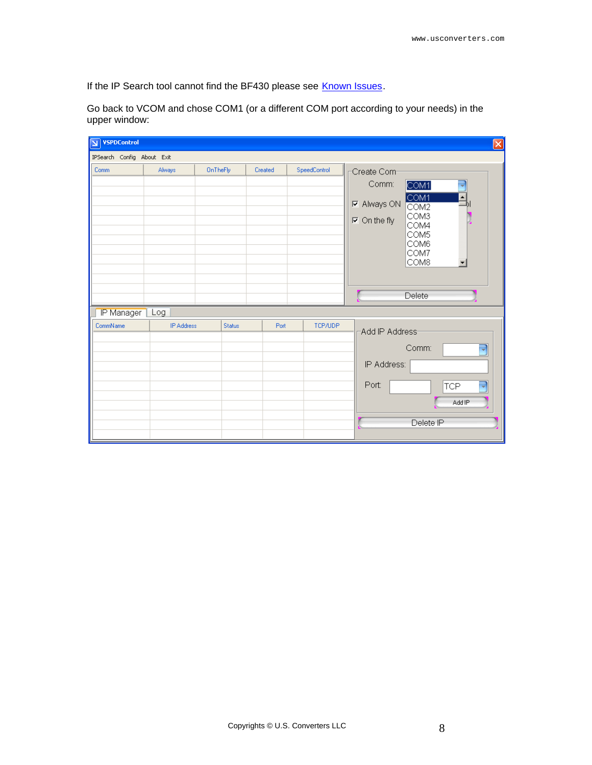If the IP Search tool cannot find the BF430 please see Known Issues.

Go back to VCOM and chose COM1 (or a different COM port according to your needs) in the upper window: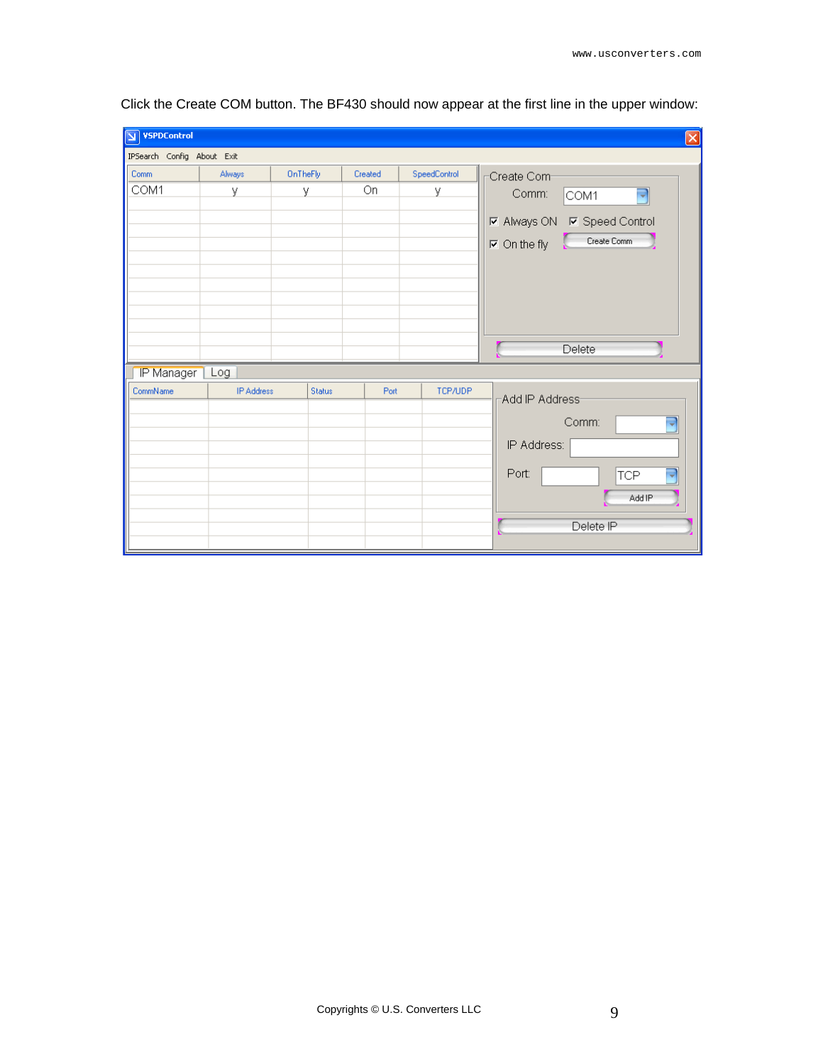Click the Create COM button. The BF430 should now appear at the first line in the upper window:

| Comm | Always | OnTheFly | Created | SpeedControl |
|---|---|---|---|---|
| COM1 | y | y | On | y |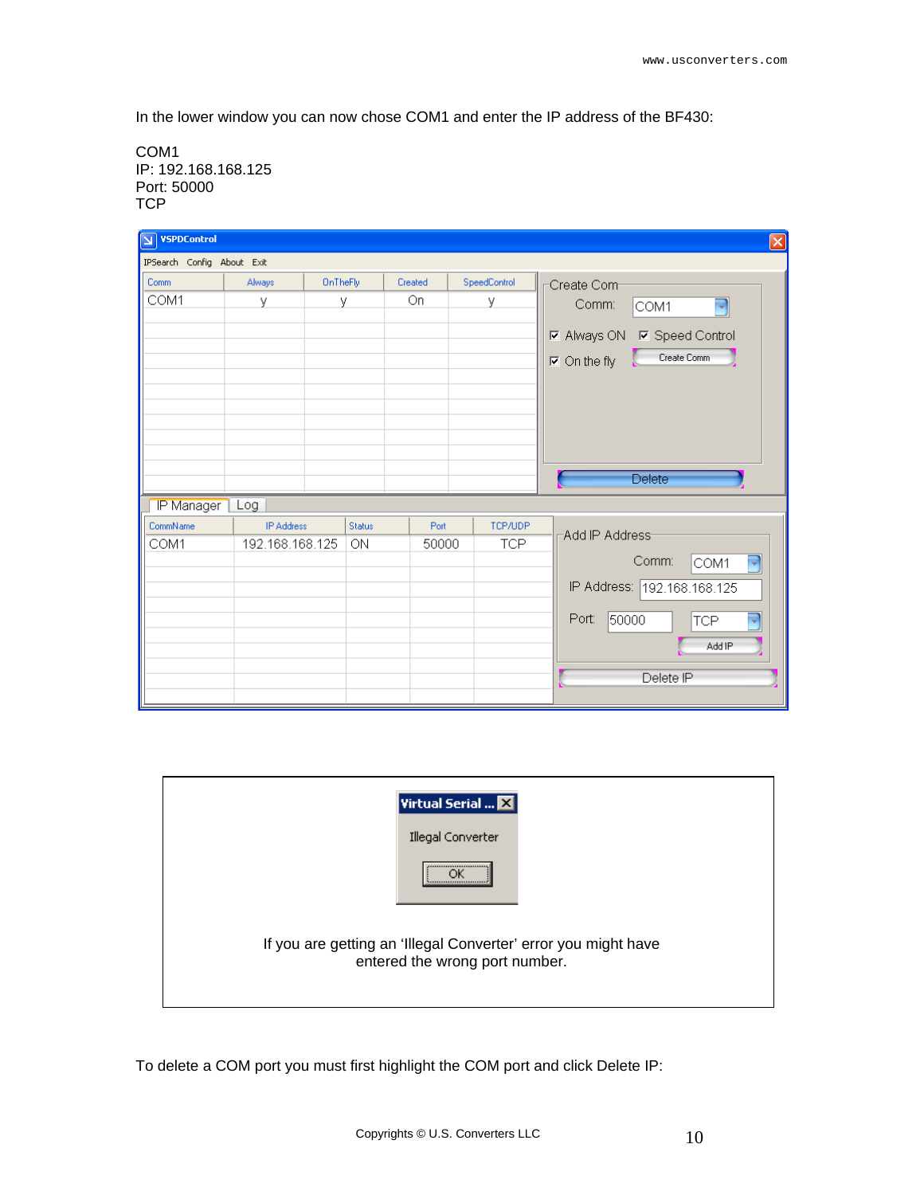In the lower window you can now chose COM1 and enter the IP address of the BF430:

COM1
IP: 192.168.168.125
Port: 50000
TCP

If you are getting an 'Illegal Converter' error you might have entered the wrong port number.

To delete a COM port you must first highlight the COM port and click Delete IP: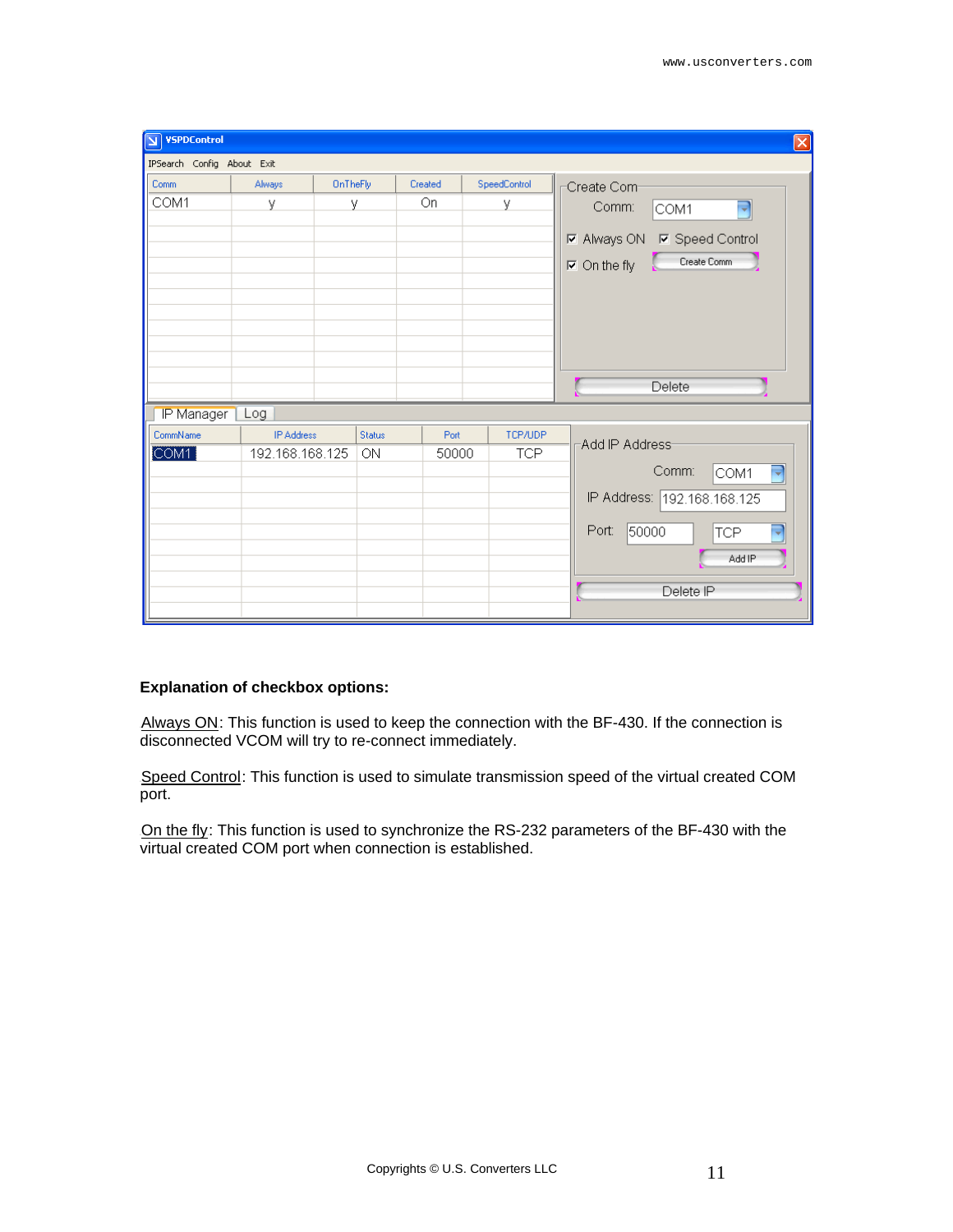**Explanation of checkbox options:**

Always ON: This function is used to keep the connection with the BF-430. If the connection is disconnected VCOM will try to re-connect immediately.

Speed Control: This function is used to simulate transmission speed of the virtual created COM port.

On the fly: This function is used to synchronize the RS-232 parameters of the BF-430 with the virtual created COM port when connection is established.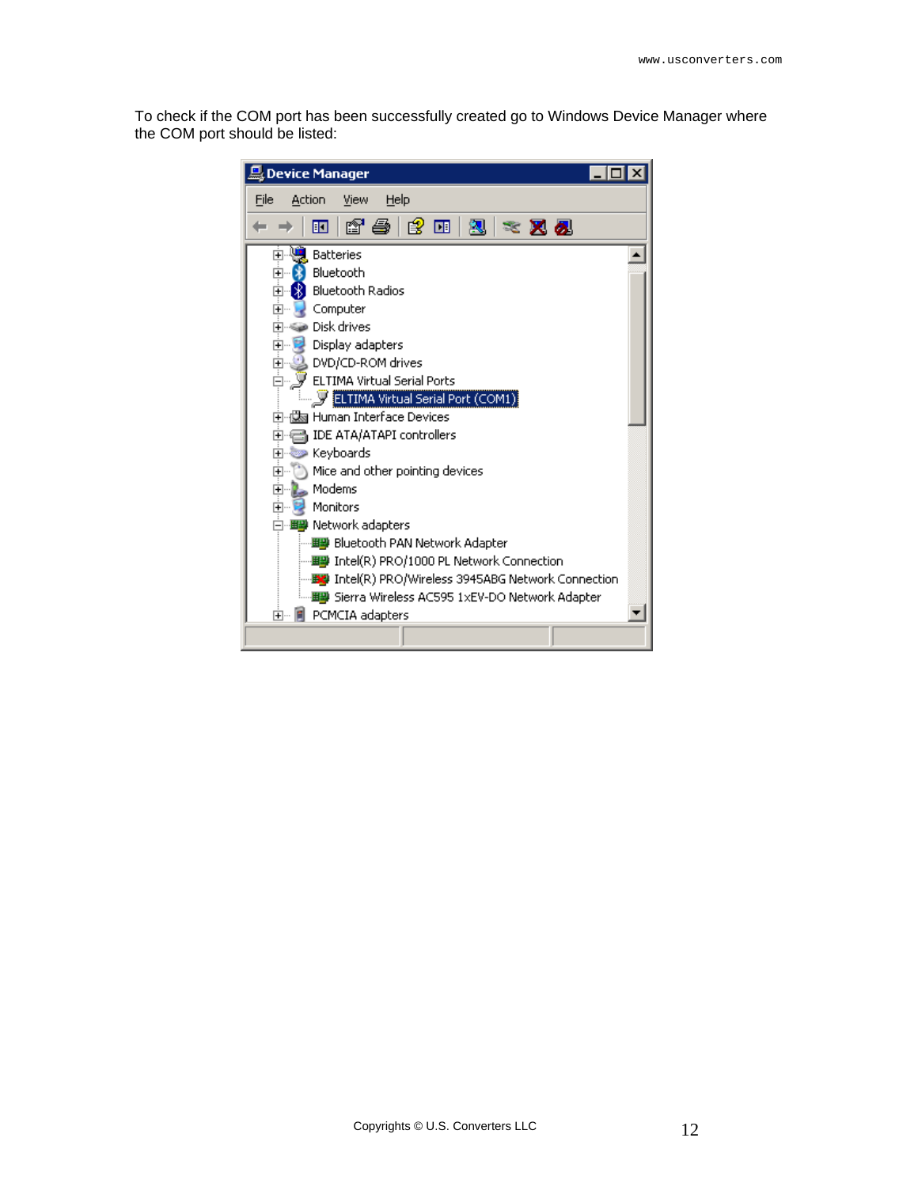To check if the COM port has been successfully created go to Windows Device Manager where the COM port should be listed: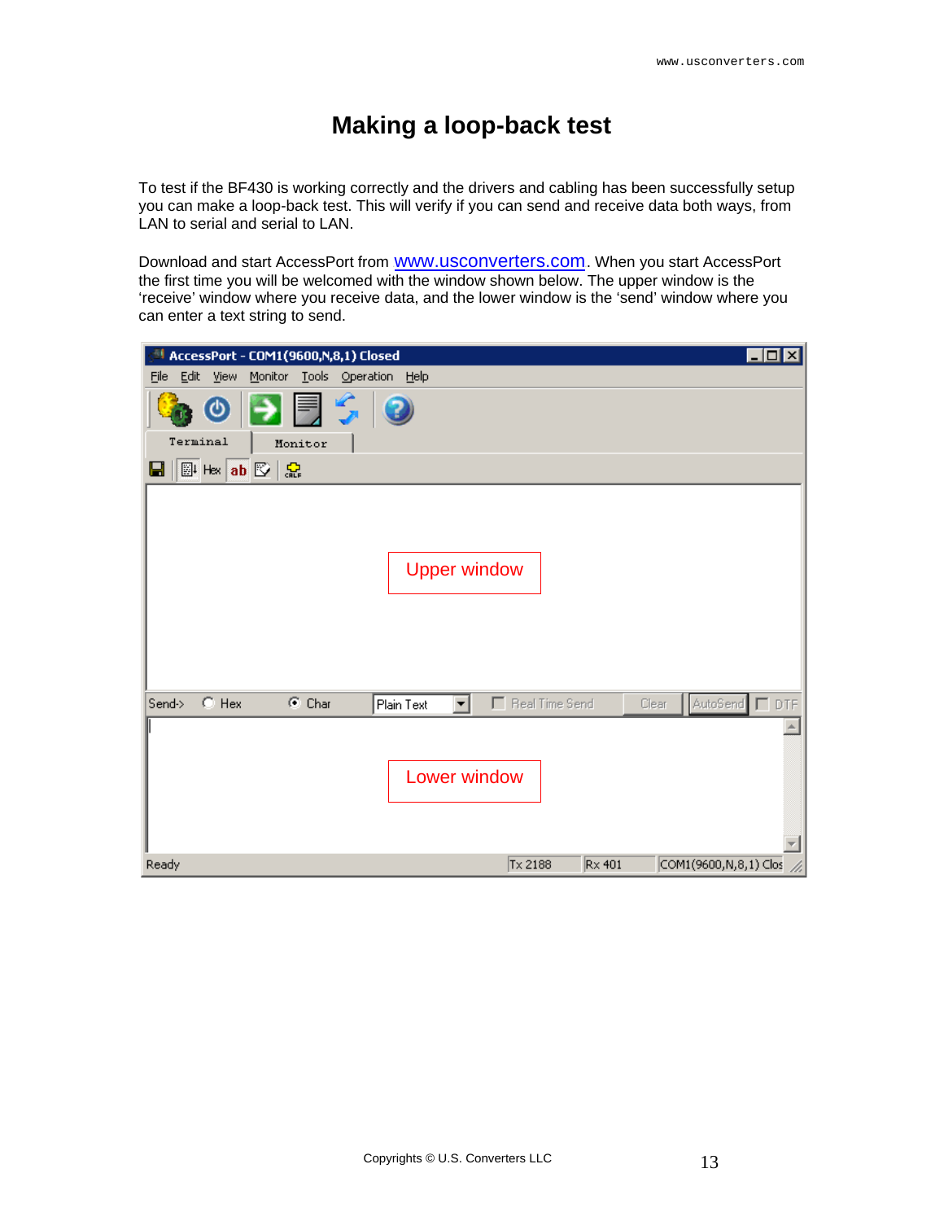# Making a loop-back test

To test if the BF430 is working correctly and the drivers and cabling has been successfully setup you can make a loop-back test. This will verify if you can send and receive data both ways, from LAN to serial and serial to LAN.

Download and start AccessPort from [www.usconverters.com](http://www.usconverters.com). When you start AccessPort the first time you will be welcomed with the window shown below. The upper window is the 'receive' window where you receive data, and the lower window is the 'send' window where you can enter a text string to send.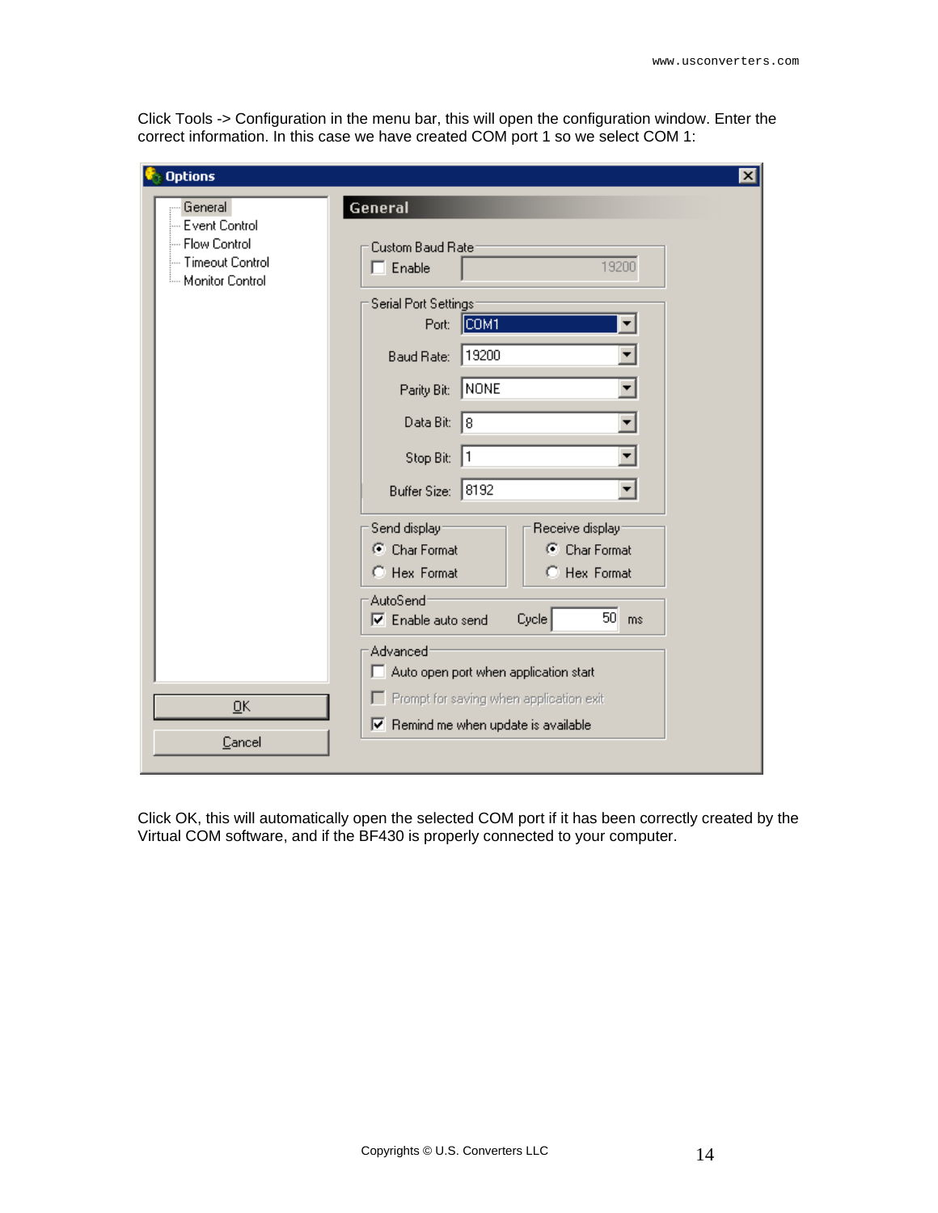Click Tools -> Configuration in the menu bar, this will open the configuration window. Enter the correct information. In this case we have created COM port 1 so we select COM 1:

Click OK, this will automatically open the selected COM port if it has been correctly created by the Virtual COM software, and if the BF430 is properly connected to your computer.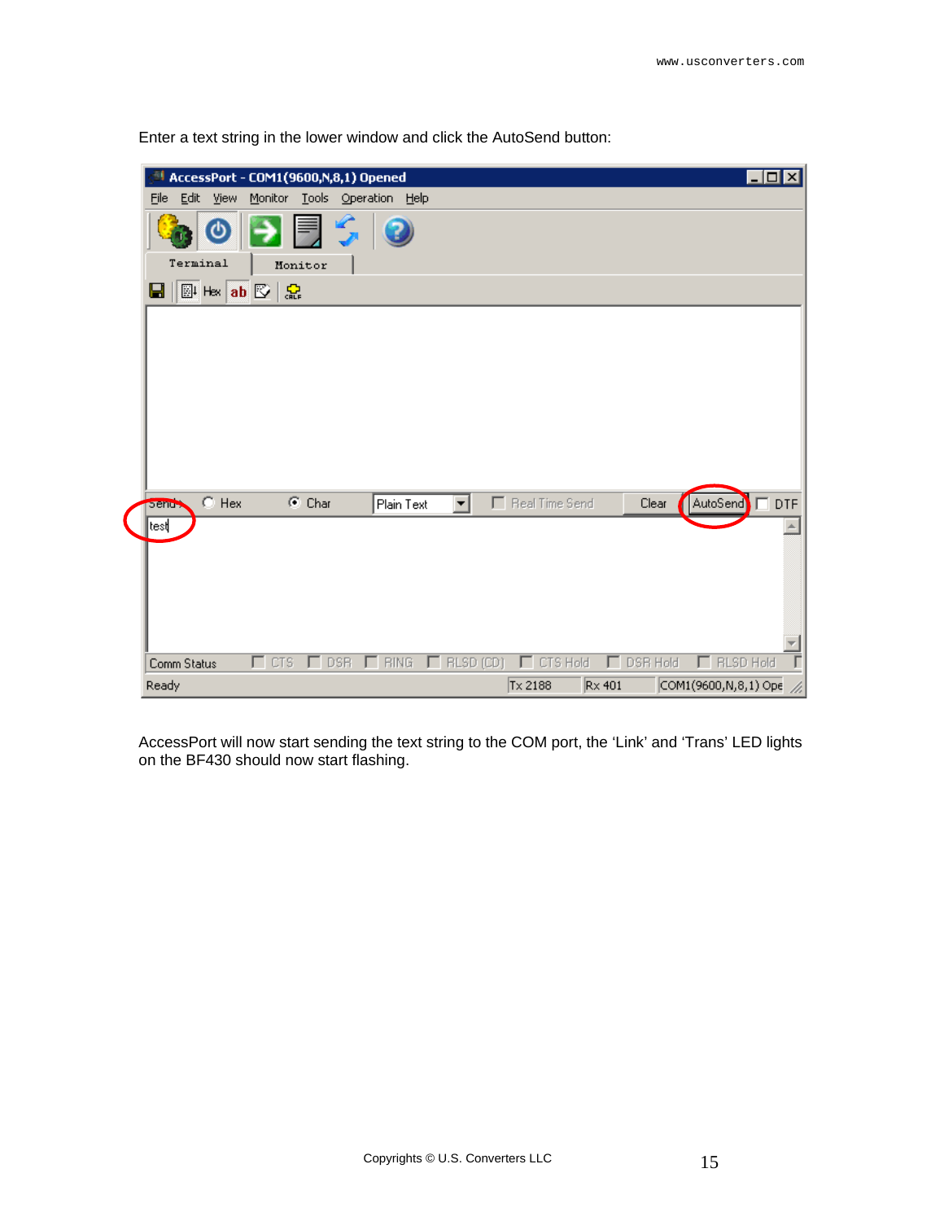Enter a text string in the lower window and click the AutoSend button:

AccessPort will now start sending the text string to the COM port, the 'Link' and 'Trans' LED lights on the BF430 should now start flashing.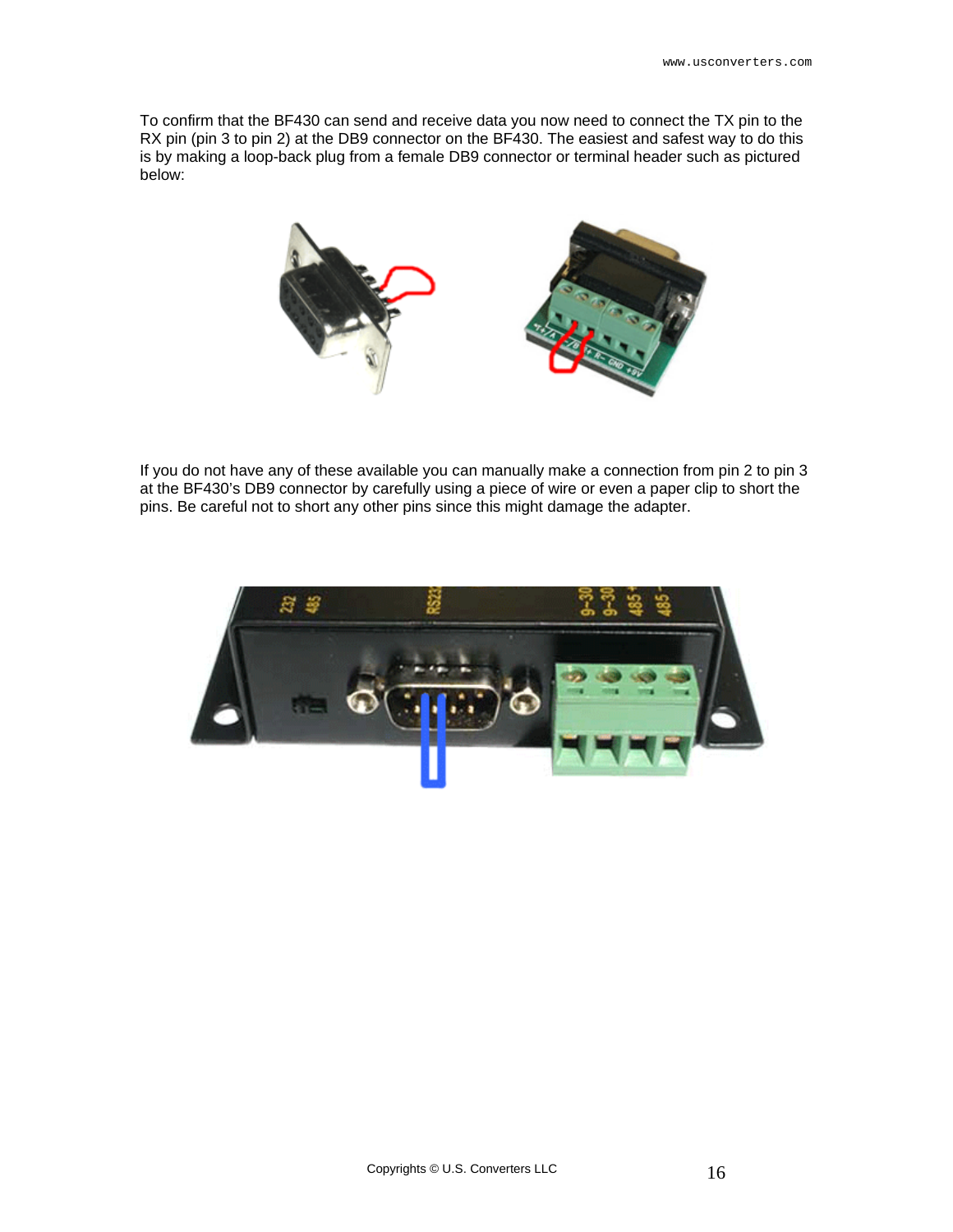To confirm that the BF430 can send and receive data you now need to connect the TX pin to the RX pin (pin 3 to pin 2) at the DB9 connector on the BF430. The easiest and safest way to do this is by making a loop-back plug from a female DB9 connector or terminal header such as pictured below:

If you do not have any of these available you can manually make a connection from pin 2 to pin 3 at the BF430's DB9 connector by carefully using a piece of wire or even a paper clip to short the pins. Be careful not to short any other pins since this might damage the adapter.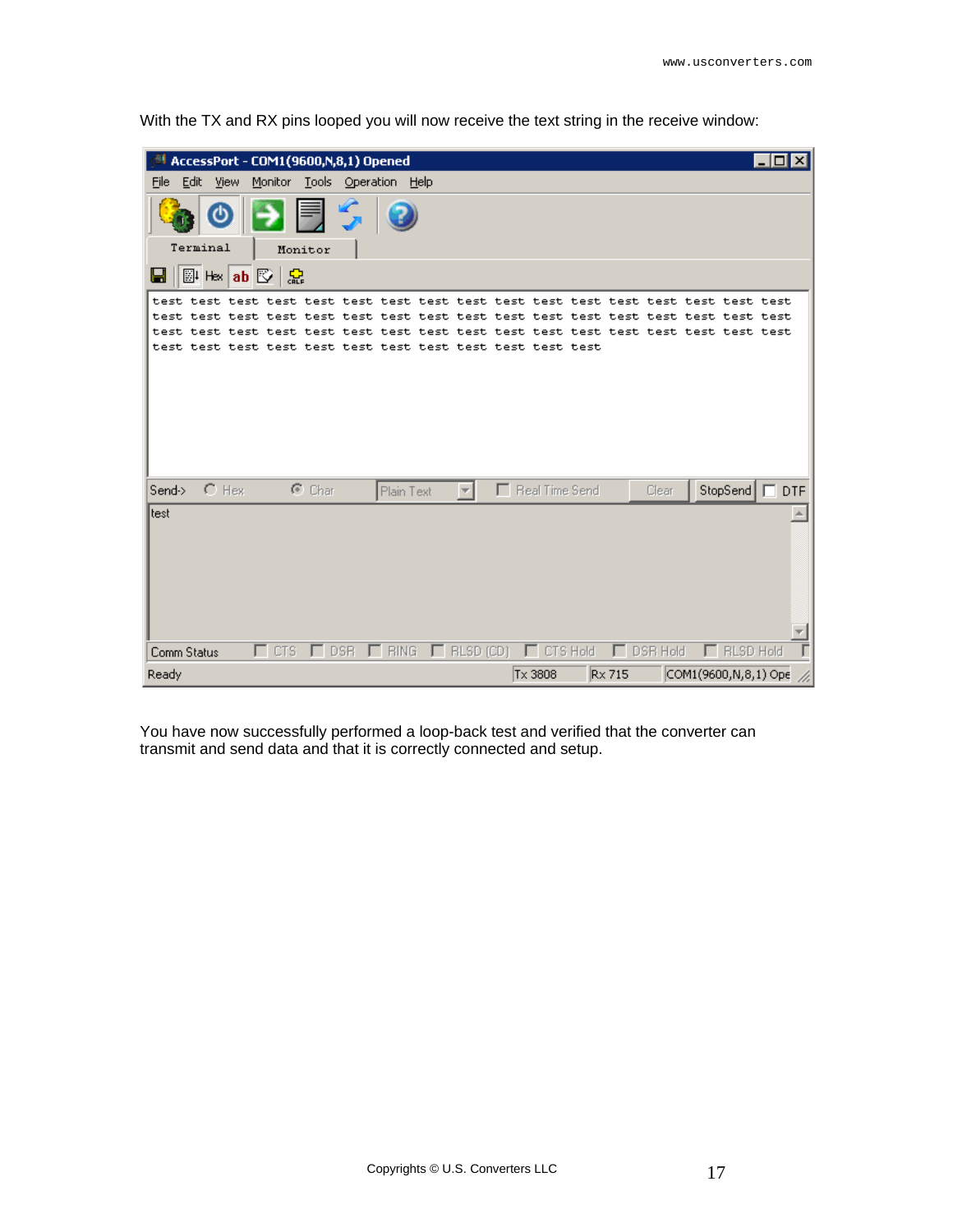With the TX and RX pins looped you will now receive the text string in the receive window:

You have now successfully performed a loop-back test and verified that the converter can transmit and send data and that it is correctly connected and setup.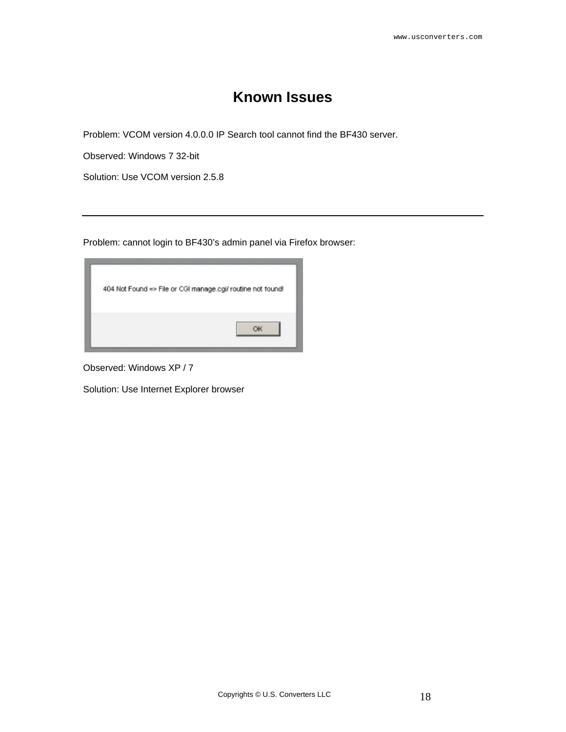# Known Issues

Problem: VCOM version 4.0.0.0 IP Search tool cannot find the BF430 server.

Observed: Windows 7 32-bit

Solution: Use VCOM version 2.5.8

---

Problem: cannot login to BF430's admin panel via Firefox browser:

404 Not Found => File or CGI manage.cgi/ routine not found!

OK

Observed: Windows XP / 7

Solution: Use Internet Explorer browser